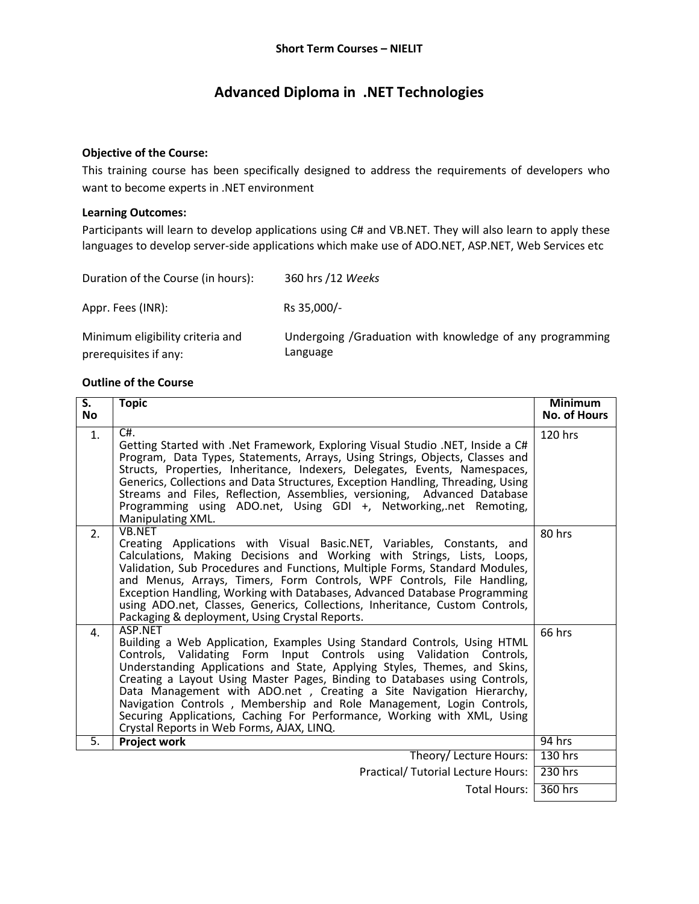**Short Term Courses – NIELIT**

# Advanced Diploma in .NET Technologies

**Objective of the Course:**

This training course has been specifically designed to address the requirements of developers who want to become experts in .NET environment

**Learning Outcomes:**

Participants will learn to develop applications using C# and VB.NET. They will also learn to apply these languages to develop server-side applications which make use of ADO.NET, ASP.NET, Web Services etc

| | |
|---|---|
| Duration of the Course (in hours): | 360 hrs /12 *Weeks* |
| Appr. Fees (INR): | Rs 35,000/- |
| Minimum eligibility criteria and prerequisites if any: | Undergoing /Graduation with knowledge of any programming Language |

**Outline of the Course**

| S. No | Topic | Minimum No. of Hours |
|---|---|---|
| 1. | C#. Getting Started with .Net Framework, Exploring Visual Studio .NET, Inside a C# Program, Data Types, Statements, Arrays, Using Strings, Objects, Classes and Structs, Properties, Inheritance, Indexers, Delegates, Events, Namespaces, Generics, Collections and Data Structures, Exception Handling, Threading, Using Streams and Files, Reflection, Assemblies, versioning, Advanced Database Programming using ADO.net, Using GDI +, Networking,.net Remoting, Manipulating XML. | 120 hrs |
| 2. | VB.NET Creating Applications with Visual Basic.NET, Variables, Constants, and Calculations, Making Decisions and Working with Strings, Lists, Loops, Validation, Sub Procedures and Functions, Multiple Forms, Standard Modules, and Menus, Arrays, Timers, Form Controls, WPF Controls, File Handling, Exception Handling, Working with Databases, Advanced Database Programming using ADO.net, Classes, Generics, Collections, Inheritance, Custom Controls, Packaging & deployment, Using Crystal Reports. | 80 hrs |
| 4. | ASP.NET Building a Web Application, Examples Using Standard Controls, Using HTML Controls, Validating Form Input Controls using Validation Controls, Understanding Applications and State, Applying Styles, Themes, and Skins, Creating a Layout Using Master Pages, Binding to Databases using Controls, Data Management with ADO.net , Creating a Site Navigation Hierarchy, Navigation Controls , Membership and Role Management, Login Controls, Securing Applications, Caching For Performance, Working with XML, Using Crystal Reports in Web Forms, AJAX, LINQ. | 66 hrs |
| 5. | **Project work** | 94 hrs |
| | Theory/ Lecture Hours: | 130 hrs |
| | Practical/ Tutorial Lecture Hours: | 230 hrs |
| | Total Hours: | 360 hrs |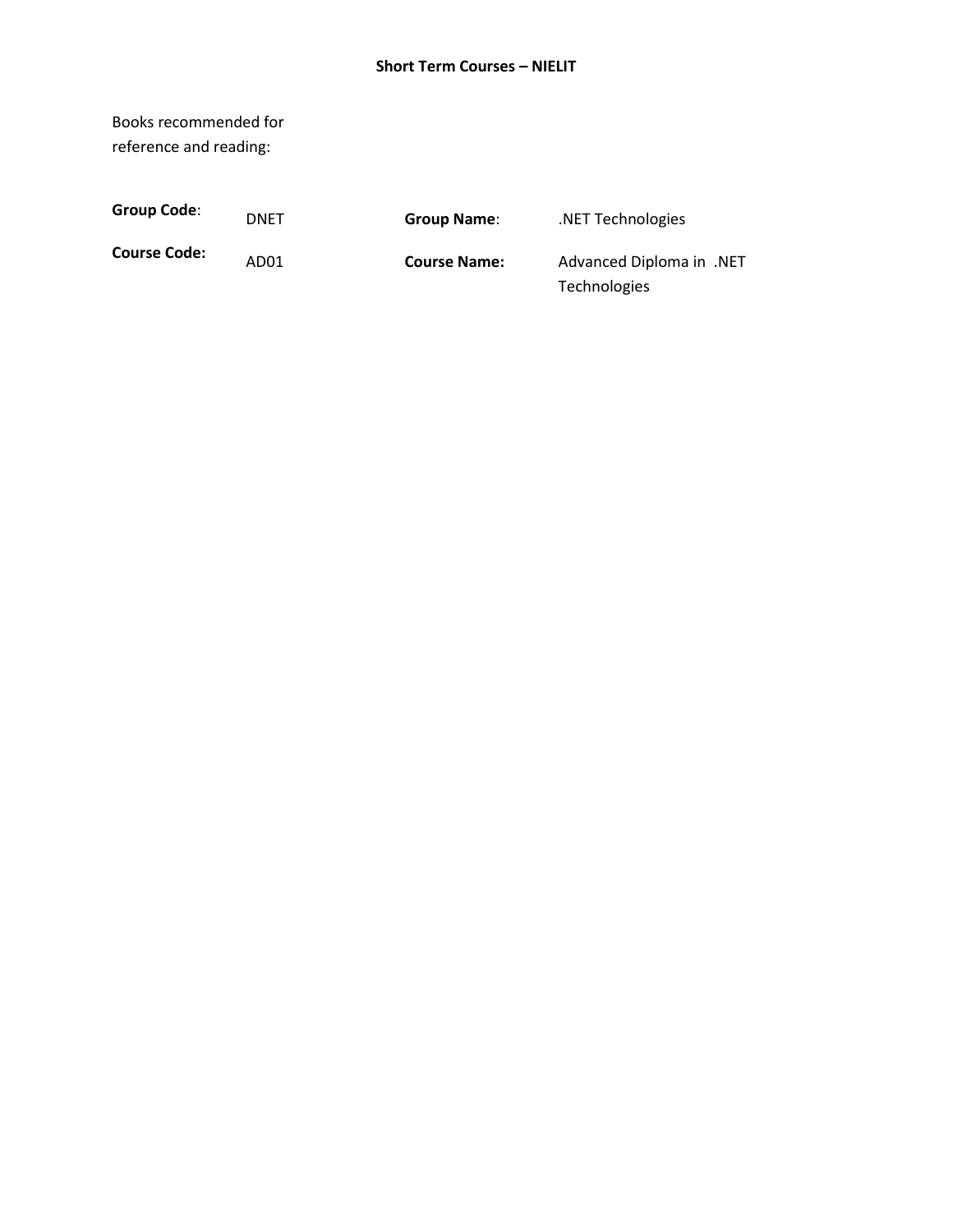**Short Term Courses – NIELIT**

Books recommended for reference and reading:

| | | | |
|---|---|---|---|
| **Group Code**: | DNET | **Group Name**: | .NET Technologies |
| **Course Code:** | AD01 | **Course Name:** | Advanced Diploma in .NET Technologies |